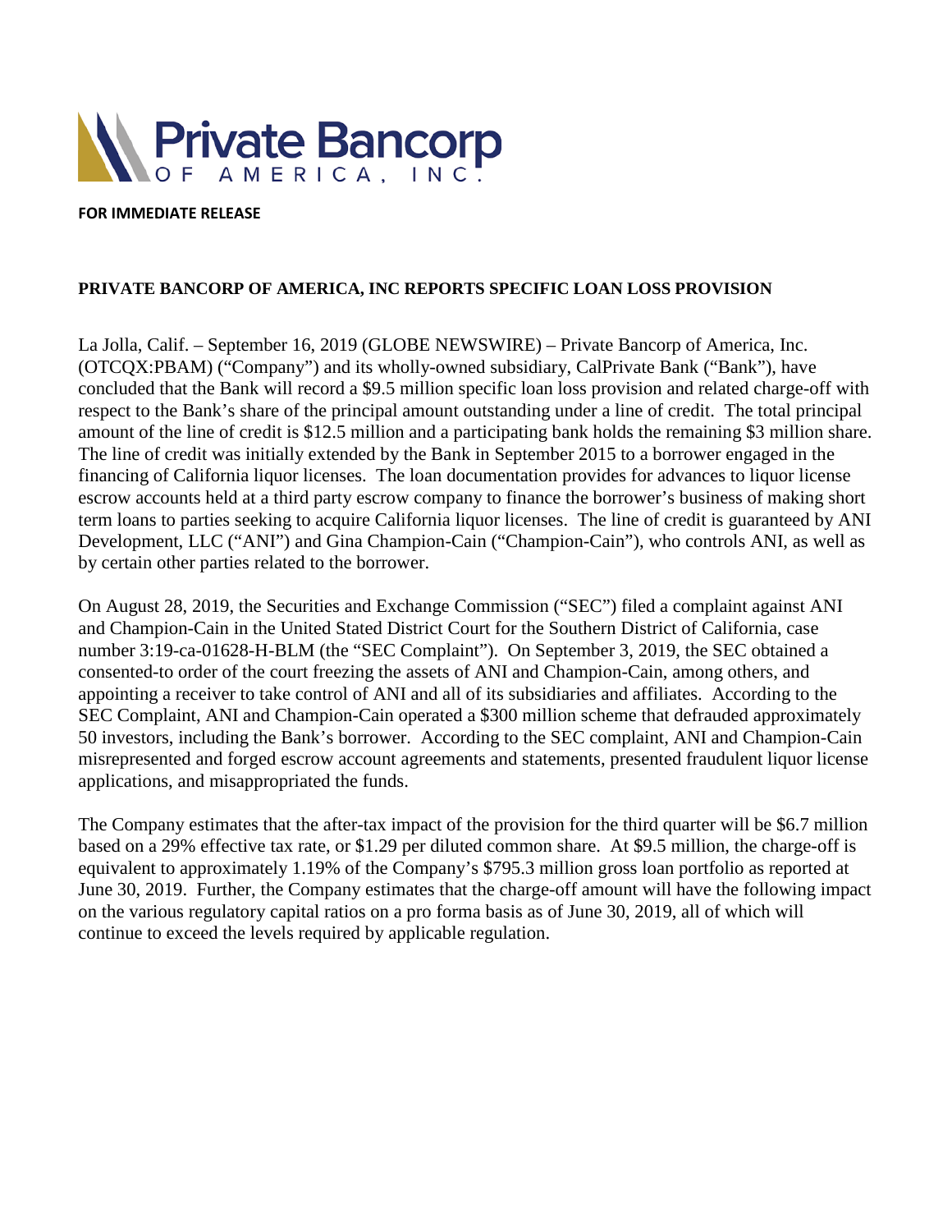**Private Bancorp OF AMERICA, INC.**

**FOR IMMEDIATE RELEASE**

**PRIVATE BANCORP OF AMERICA, INC REPORTS SPECIFIC LOAN LOSS PROVISION**

La Jolla, Calif. – September 16, 2019 (GLOBE NEWSWIRE) – Private Bancorp of America, Inc. (OTCQX:PBAM) ("Company") and its wholly-owned subsidiary, CalPrivate Bank ("Bank"), have concluded that the Bank will record a $9.5 million specific loan loss provision and related charge-off with respect to the Bank's share of the principal amount outstanding under a line of credit. The total principal amount of the line of credit is $12.5 million and a participating bank holds the remaining $3 million share. The line of credit was initially extended by the Bank in September 2015 to a borrower engaged in the financing of California liquor licenses. The loan documentation provides for advances to liquor license escrow accounts held at a third party escrow company to finance the borrower's business of making short term loans to parties seeking to acquire California liquor licenses. The line of credit is guaranteed by ANI Development, LLC ("ANI") and Gina Champion-Cain ("Champion-Cain"), who controls ANI, as well as by certain other parties related to the borrower.

On August 28, 2019, the Securities and Exchange Commission ("SEC") filed a complaint against ANI and Champion-Cain in the United Stated District Court for the Southern District of California, case number 3:19-ca-01628-H-BLM (the "SEC Complaint"). On September 3, 2019, the SEC obtained a consented-to order of the court freezing the assets of ANI and Champion-Cain, among others, and appointing a receiver to take control of ANI and all of its subsidiaries and affiliates. According to the SEC Complaint, ANI and Champion-Cain operated a $300 million scheme that defrauded approximately 50 investors, including the Bank's borrower. According to the SEC complaint, ANI and Champion-Cain misrepresented and forged escrow account agreements and statements, presented fraudulent liquor license applications, and misappropriated the funds.

The Company estimates that the after-tax impact of the provision for the third quarter will be $6.7 million based on a 29% effective tax rate, or $1.29 per diluted common share. At $9.5 million, the charge-off is equivalent to approximately 1.19% of the Company's $795.3 million gross loan portfolio as reported at June 30, 2019. Further, the Company estimates that the charge-off amount will have the following impact on the various regulatory capital ratios on a pro forma basis as of June 30, 2019, all of which will continue to exceed the levels required by applicable regulation.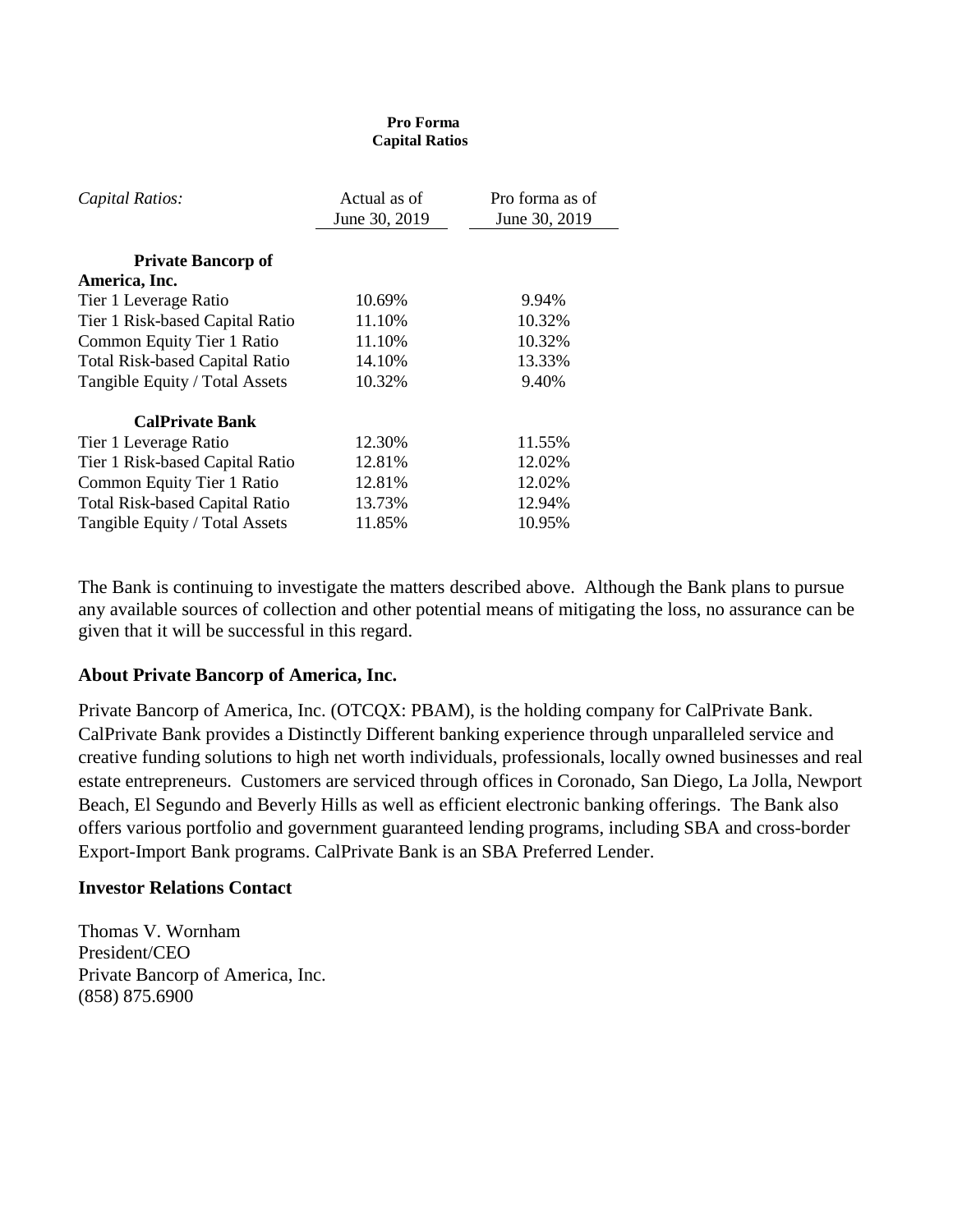**Pro Forma**
**Capital Ratios**

| *Capital Ratios:* | Actual as of June 30, 2019 | Pro forma as of June 30, 2019 |
|---|---|---|
| **Private Bancorp of America, Inc.** | | |
| Tier 1 Leverage Ratio | 10.69% | 9.94% |
| Tier 1 Risk-based Capital Ratio | 11.10% | 10.32% |
| Common Equity Tier 1 Ratio | 11.10% | 10.32% |
| Total Risk-based Capital Ratio | 14.10% | 13.33% |
| Tangible Equity / Total Assets | 10.32% | 9.40% |
| **CalPrivate Bank** | | |
| Tier 1 Leverage Ratio | 12.30% | 11.55% |
| Tier 1 Risk-based Capital Ratio | 12.81% | 12.02% |
| Common Equity Tier 1 Ratio | 12.81% | 12.02% |
| Total Risk-based Capital Ratio | 13.73% | 12.94% |
| Tangible Equity / Total Assets | 11.85% | 10.95% |

The Bank is continuing to investigate the matters described above. Although the Bank plans to pursue any available sources of collection and other potential means of mitigating the loss, no assurance can be given that it will be successful in this regard.

**About Private Bancorp of America, Inc.**

Private Bancorp of America, Inc. (OTCQX: PBAM), is the holding company for CalPrivate Bank. CalPrivate Bank provides a Distinctly Different banking experience through unparalleled service and creative funding solutions to high net worth individuals, professionals, locally owned businesses and real estate entrepreneurs. Customers are serviced through offices in Coronado, San Diego, La Jolla, Newport Beach, El Segundo and Beverly Hills as well as efficient electronic banking offerings. The Bank also offers various portfolio and government guaranteed lending programs, including SBA and cross-border Export-Import Bank programs. CalPrivate Bank is an SBA Preferred Lender.

**Investor Relations Contact**

Thomas V. Wornham
President/CEO
Private Bancorp of America, Inc.
(858) 875.6900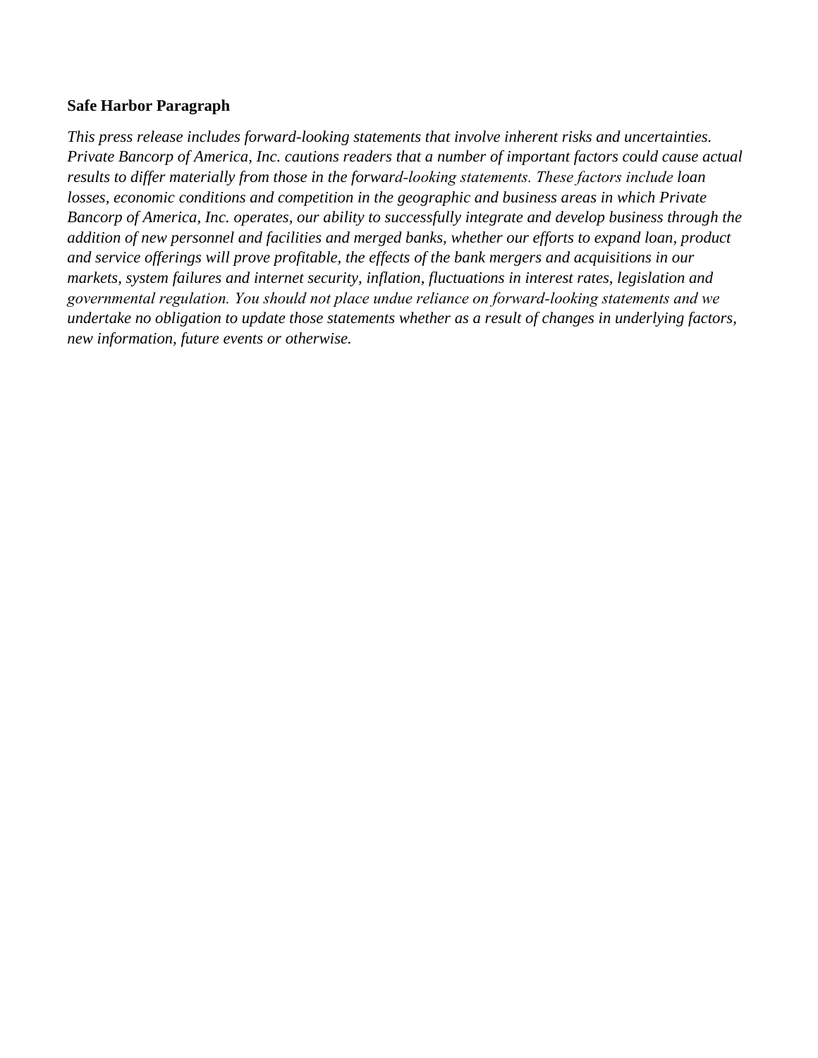**Safe Harbor Paragraph**

*This press release includes forward-looking statements that involve inherent risks and uncertainties. Private Bancorp of America, Inc. cautions readers that a number of important factors could cause actual results to differ materially from those in the forward-looking statements. These factors include loan losses, economic conditions and competition in the geographic and business areas in which Private Bancorp of America, Inc. operates, our ability to successfully integrate and develop business through the addition of new personnel and facilities and merged banks, whether our efforts to expand loan, product and service offerings will prove profitable, the effects of the bank mergers and acquisitions in our markets, system failures and internet security, inflation, fluctuations in interest rates, legislation and governmental regulation. You should not place undue reliance on forward-looking statements and we undertake no obligation to update those statements whether as a result of changes in underlying factors, new information, future events or otherwise.*